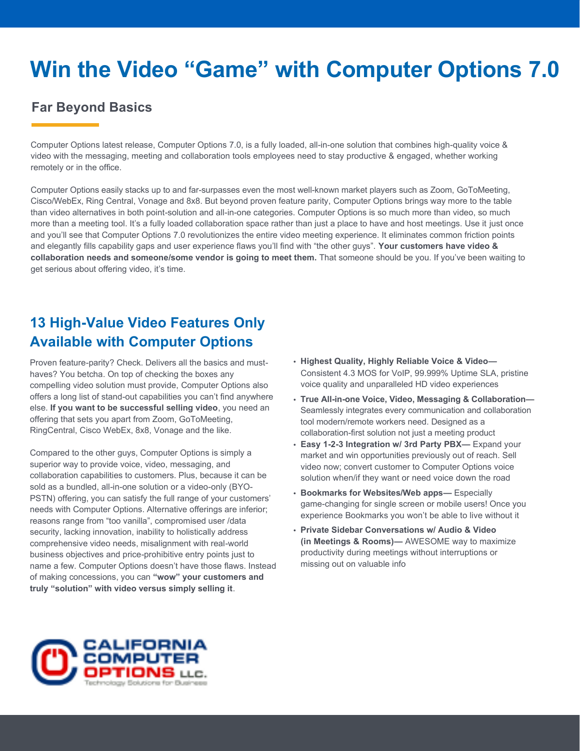# Win the Video "Game" with Computer Options 7.0

## Far Beyond Basics

Computer Options latest release, Computer Options 7.0, is a fully loaded, all-in-one solution that combines high-quality voice & video with the messaging, meeting and collaboration tools employees need to stay productive & engaged, whether working remotely or in the office.

Computer Options easily stacks up to and far-surpasses even the most well-known market players such as Zoom, GoToMeeting, Cisco/WebEx, Ring Central, Vonage and 8x8. But beyond proven feature parity, Computer Options brings way more to the table than video alternatives in both point-solution and all-in-one categories. Computer Options is so much more than video, so much more than a meeting tool. It's a fully loaded collaboration space rather than just a place to have and host meetings. Use it just once and you'll see that Computer Options 7.0 revolutionizes the entire video meeting experience. It eliminates common friction points and elegantly fills capability gaps and user experience flaws you'll find with "the other guys". **Your customers have video & collaboration needs and someone/some vendor is going to meet them.** That someone should be you. If you've been waiting to get serious about offering video, it's time.

## 13 High-Value Video Features Only Available with Computer Options

Proven feature-parity? Check. Delivers all the basics and must-haves? You betcha. On top of checking the boxes any compelling video solution must provide, Computer Options also offers a long list of stand-out capabilities you can't find anywhere else. **If you want to be successful selling video**, you need an offering that sets you apart from Zoom, GoToMeeting, RingCentral, Cisco WebEx, 8x8, Vonage and the like.

Compared to the other guys, Computer Options is simply a superior way to provide voice, video, messaging, and collaboration capabilities to customers. Plus, because it can be sold as a bundled, all-in-one solution or a video-only (BYO-PSTN) offering, you can satisfy the full range of your customers' needs with Computer Options. Alternative offerings are inferior; reasons range from "too vanilla", compromised user /data security, lacking innovation, inability to holistically address comprehensive video needs, misalignment with real-world business objectives and price-prohibitive entry points just to name a few. Computer Options doesn't have those flaws. Instead of making concessions, you can **"wow" your customers and truly "solution" with video versus simply selling it**.

- **Highest Quality, Highly Reliable Voice & Video—** Consistent 4.3 MOS for VoIP, 99.999% Uptime SLA, pristine voice quality and unparalleled HD video experiences
- **True All-in-one Voice, Video, Messaging & Collaboration—** Seamlessly integrates every communication and collaboration tool modern/remote workers need. Designed as a collaboration-first solution not just a meeting product
- **Easy 1-2-3 Integration w/ 3rd Party PBX—** Expand your market and win opportunities previously out of reach. Sell video now; convert customer to Computer Options voice solution when/if they want or need voice down the road
- **Bookmarks for Websites/Web apps—** Especially game-changing for single screen or mobile users! Once you experience Bookmarks you won't be able to live without it
- **Private Sidebar Conversations w/ Audio & Video (in Meetings & Rooms)—** AWESOME way to maximize productivity during meetings without interruptions or missing out on valuable info

CALIFORNIA COMPUTER OPTIONS LLC.
Technology Solutions for Business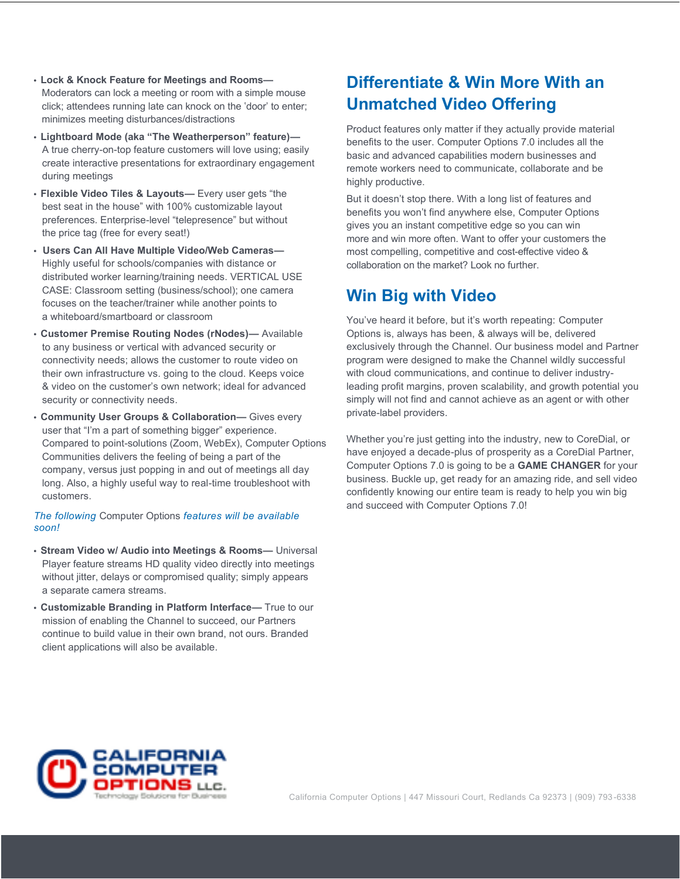- **Lock & Knock Feature for Meetings and Rooms—** Moderators can lock a meeting or room with a simple mouse click; attendees running late can knock on the 'door' to enter; minimizes meeting disturbances/distractions
- **Lightboard Mode (aka "The Weatherperson" feature)—** A true cherry-on-top feature customers will love using; easily create interactive presentations for extraordinary engagement during meetings
- **Flexible Video Tiles & Layouts—** Every user gets "the best seat in the house" with 100% customizable layout preferences. Enterprise-level "telepresence" but without the price tag (free for every seat!)
- **Users Can All Have Multiple Video/Web Cameras—** Highly useful for schools/companies with distance or distributed worker learning/training needs. VERTICAL USE CASE: Classroom setting (business/school); one camera focuses on the teacher/trainer while another points to a whiteboard/smartboard or classroom
- **Customer Premise Routing Nodes (rNodes)—** Available to any business or vertical with advanced security or connectivity needs; allows the customer to route video on their own infrastructure vs. going to the cloud. Keeps voice & video on the customer's own network; ideal for advanced security or connectivity needs.
- **Community User Groups & Collaboration—** Gives every user that "I'm a part of something bigger" experience. Compared to point-solutions (Zoom, WebEx), Computer Options Communities delivers the feeling of being a part of the company, versus just popping in and out of meetings all day long. Also, a highly useful way to real-time troubleshoot with customers.

*The following* Computer Options *features will be available soon!*

- **Stream Video w/ Audio into Meetings & Rooms—** Universal Player feature streams HD quality video directly into meetings without jitter, delays or compromised quality; simply appears a separate camera streams.
- **Customizable Branding in Platform Interface—** True to our mission of enabling the Channel to succeed, our Partners continue to build value in their own brand, not ours. Branded client applications will also be available.

## Differentiate & Win More With an Unmatched Video Offering

Product features only matter if they actually provide material benefits to the user. Computer Options 7.0 includes all the basic and advanced capabilities modern businesses and remote workers need to communicate, collaborate and be highly productive.

But it doesn't stop there. With a long list of features and benefits you won't find anywhere else, Computer Options gives you an instant competitive edge so you can win more and win more often. Want to offer your customers the most compelling, competitive and cost-effective video & collaboration on the market? Look no further.

## Win Big with Video

You've heard it before, but it's worth repeating: Computer Options is, always has been, & always will be, delivered exclusively through the Channel. Our business model and Partner program were designed to make the Channel wildly successful with cloud communications, and continue to deliver industry-leading profit margins, proven scalability, and growth potential you simply will not find and cannot achieve as an agent or with other private-label providers.

Whether you're just getting into the industry, new to CoreDial, or have enjoyed a decade-plus of prosperity as a CoreDial Partner, Computer Options 7.0 is going to be a **GAME CHANGER** for your business. Buckle up, get ready for an amazing ride, and sell video confidently knowing our entire team is ready to help you win big and succeed with Computer Options 7.0!

CALIFORNIA COMPUTER OPTIONS LLC. Technology Solutions for Business

California Computer Options | 447 Missouri Court, Redlands Ca 92373 | (909) 793-6338